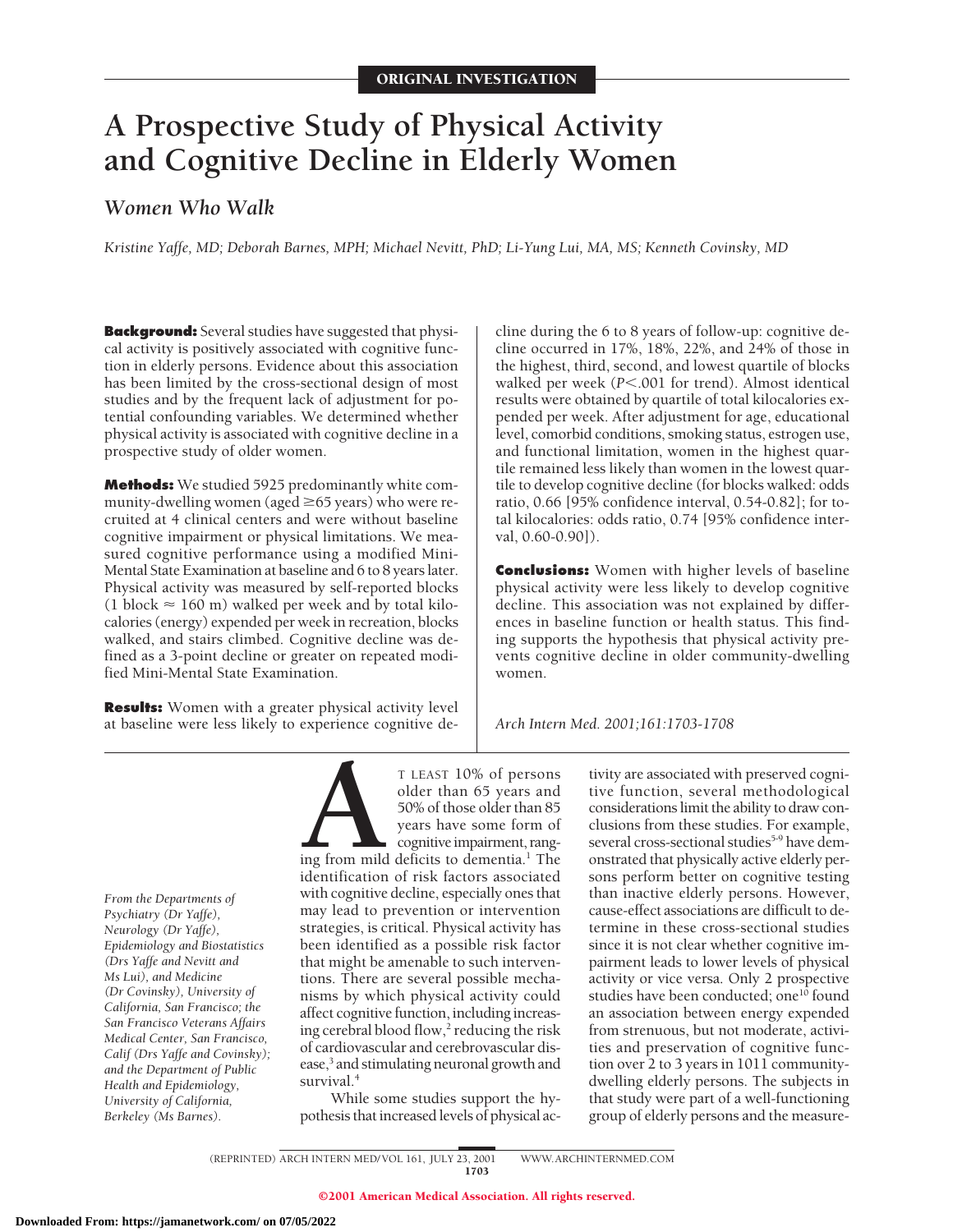ORIGINAL INVESTIGATION

# A Prospective Study of Physical Activity and Cognitive Decline in Elderly Women

## *Women Who Walk*

*Kristine Yaffe, MD; Deborah Barnes, MPH; Michael Nevitt, PhD; Li-Yung Lui, MA, MS; Kenneth Covinsky, MD*

**Background:** Several studies have suggested that physical activity is positively associated with cognitive function in elderly persons. Evidence about this association has been limited by the cross-sectional design of most studies and by the frequent lack of adjustment for potential confounding variables. We determined whether physical activity is associated with cognitive decline in a prospective study of older women.

**Methods:** We studied 5925 predominantly white community-dwelling women (aged ≥65 years) who were recruited at 4 clinical centers and were without baseline cognitive impairment or physical limitations. We measured cognitive performance using a modified Mini-Mental State Examination at baseline and 6 to 8 years later. Physical activity was measured by self-reported blocks (1 block ≈ 160 m) walked per week and by total kilocalories (energy) expended per week in recreation, blocks walked, and stairs climbed. Cognitive decline was defined as a 3-point decline or greater on repeated modified Mini-Mental State Examination.

**Results:** Women with a greater physical activity level at baseline were less likely to experience cognitive decline during the 6 to 8 years of follow-up: cognitive decline occurred in 17%, 18%, 22%, and 24% of those in the highest, third, second, and lowest quartile of blocks walked per week (*P*<.001 for trend). Almost identical results were obtained by quartile of total kilocalories expended per week. After adjustment for age, educational level, comorbid conditions, smoking status, estrogen use, and functional limitation, women in the highest quartile remained less likely than women in the lowest quartile to develop cognitive decline (for blocks walked: odds ratio, 0.66 [95% confidence interval, 0.54-0.82]; for total kilocalories: odds ratio, 0.74 [95% confidence interval, 0.60-0.90]).

**Conclusions:** Women with higher levels of baseline physical activity were less likely to develop cognitive decline. This association was not explained by differences in baseline function or health status. This finding supports the hypothesis that physical activity prevents cognitive decline in older community-dwelling women.

*Arch Intern Med. 2001;161:1703-1708*

*From the Departments of Psychiatry (Dr Yaffe), Neurology (Dr Yaffe), Epidemiology and Biostatistics (Drs Yaffe and Nevitt and Ms Lui), and Medicine (Dr Covinsky), University of California, San Francisco; the San Francisco Veterans Affairs Medical Center, San Francisco, Calif (Drs Yaffe and Covinsky); and the Department of Public Health and Epidemiology, University of California, Berkeley (Ms Barnes).*

AT LEAST 10% of persons older than 65 years and 50% of those older than 85 years have some form of cognitive impairment, ranging from mild deficits to dementia.[1] The identification of risk factors associated with cognitive decline, especially ones that may lead to prevention or intervention strategies, is critical. Physical activity has been identified as a possible risk factor that might be amenable to such interventions. There are several possible mechanisms by which physical activity could affect cognitive function, including increasing cerebral blood flow,[2] reducing the risk of cardiovascular and cerebrovascular disease,[3] and stimulating neuronal growth and survival.[4]

While some studies support the hypothesis that increased levels of physical activity are associated with preserved cognitive function, several methodological considerations limit the ability to draw conclusions from these studies. For example, several cross-sectional studies[5-9] have demonstrated that physically active elderly persons perform better on cognitive testing than inactive elderly persons. However, cause-effect associations are difficult to determine in these cross-sectional studies since it is not clear whether cognitive impairment leads to lower levels of physical activity or vice versa. Only 2 prospective studies have been conducted; one[10] found an association between energy expended from strenuous, but not moderate, activities and preservation of cognitive function over 2 to 3 years in 1011 community-dwelling elderly persons. The subjects in that study were part of a well-functioning group of elderly persons and the measure-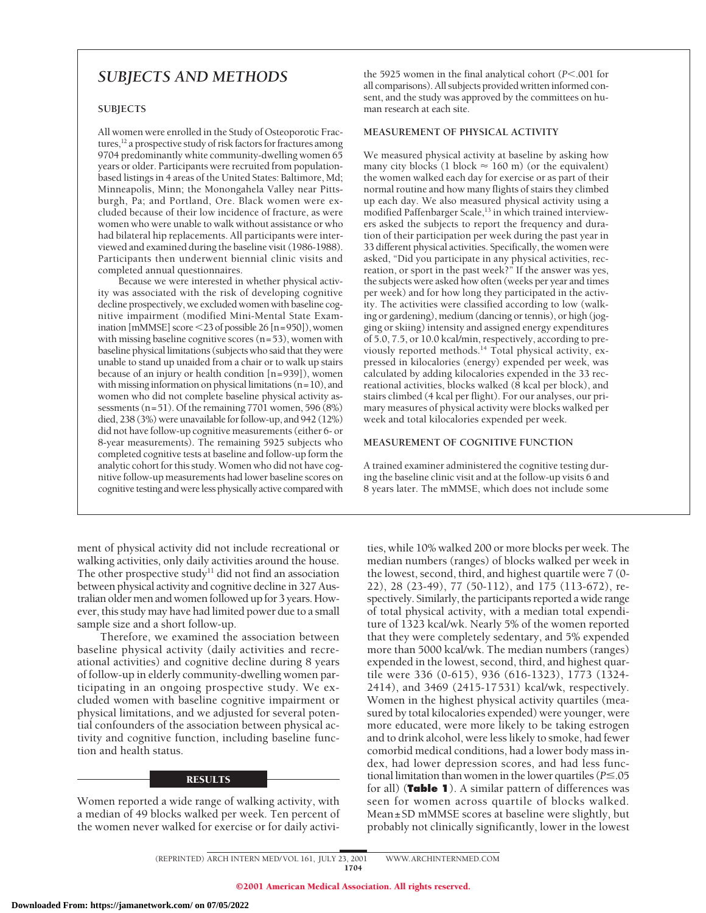## SUBJECTS AND METHODS

### SUBJECTS

All women were enrolled in the Study of Osteoporotic Fractures,[12] a prospective study of risk factors for fractures among 9704 predominantly white community-dwelling women 65 years or older. Participants were recruited from population-based listings in 4 areas of the United States: Baltimore, Md; Minneapolis, Minn; the Monongahela Valley near Pittsburgh, Pa; and Portland, Ore. Black women were excluded because of their low incidence of fracture, as were women who were unable to walk without assistance or who had bilateral hip replacements. All participants were interviewed and examined during the baseline visit (1986-1988). Participants then underwent biennial clinic visits and completed annual questionnaires.

Because we were interested in whether physical activity was associated with the risk of developing cognitive decline prospectively, we excluded women with baseline cognitive impairment (modified Mini-Mental State Examination [mMMSE] score <23 of possible 26 [n=950]), women with missing baseline cognitive scores (n=53), women with baseline physical limitations (subjects who said that they were unable to stand up unaided from a chair or to walk up stairs because of an injury or health condition [n=939]), women with missing information on physical limitations (n=10), and women who did not complete baseline physical activity assessments (n=51). Of the remaining 7701 women, 596 (8%) died, 238 (3%) were unavailable for follow-up, and 942 (12%) did not have follow-up cognitive measurements (either 6- or 8-year measurements). The remaining 5925 subjects who completed cognitive tests at baseline and follow-up form the analytic cohort for this study. Women who did not have cognitive follow-up measurements had lower baseline scores on cognitive testing and were less physically active compared with the 5925 women in the final analytical cohort ($P<.001$ for all comparisons). All subjects provided written informed consent, and the study was approved by the committees on human research at each site.

### MEASUREMENT OF PHYSICAL ACTIVITY

We measured physical activity at baseline by asking how many city blocks (1 block ≈ 160 m) (or the equivalent) the women walked each day for exercise or as part of their normal routine and how many flights of stairs they climbed up each day. We also measured physical activity using a modified Paffenbarger Scale,[13] in which trained interviewers asked the subjects to report the frequency and duration of their participation per week during the past year in 33 different physical activities. Specifically, the women were asked, "Did you participate in any physical activities, recreation, or sport in the past week?" If the answer was yes, the subjects were asked how often (weeks per year and times per week) and for how long they participated in the activity. The activities were classified according to low (walking or gardening), medium (dancing or tennis), or high (jogging or skiing) intensity and assigned energy expenditures of 5.0, 7.5, or 10.0 kcal/min, respectively, according to previously reported methods.[14] Total physical activity, expressed in kilocalories (energy) expended per week, was calculated by adding kilocalories expended in the 33 recreational activities, blocks walked (8 kcal per block), and stairs climbed (4 kcal per flight). For our analyses, our primary measures of physical activity were blocks walked per week and total kilocalories expended per week.

### MEASUREMENT OF COGNITIVE FUNCTION

A trained examiner administered the cognitive testing during the baseline clinic visit and at the follow-up visits 6 and 8 years later. The mMMSE, which does not include some

ment of physical activity did not include recreational or walking activities, only daily activities around the house. The other prospective study[11] did not find an association between physical activity and cognitive decline in 327 Australian older men and women followed up for 3 years. However, this study may have had limited power due to a small sample size and a short follow-up.

Therefore, we examined the association between baseline physical activity (daily activities and recreational activities) and cognitive decline during 8 years of follow-up in elderly community-dwelling women participating in an ongoing prospective study. We excluded women with baseline cognitive impairment or physical limitations, and we adjusted for several potential confounders of the association between physical activity and cognitive function, including baseline function and health status.

## RESULTS

Women reported a wide range of walking activity, with a median of 49 blocks walked per week. Ten percent of the women never walked for exercise or for daily activities, while 10% walked 200 or more blocks per week. The median numbers (ranges) of blocks walked per week in the lowest, second, third, and highest quartile were 7 (0-22), 28 (23-49), 77 (50-112), and 175 (113-672), respectively. Similarly, the participants reported a wide range of total physical activity, with a median total expenditure of 1323 kcal/wk. Nearly 5% of the women reported that they were completely sedentary, and 5% expended more than 5000 kcal/wk. The median numbers (ranges) expended in the lowest, second, third, and highest quartile were 336 (0-615), 936 (616-1323), 1773 (1324-2414), and 3469 (2415-17531) kcal/wk, respectively. Women in the highest physical activity quartiles (measured by total kilocalories expended) were younger, were more educated, were more likely to be taking estrogen and to drink alcohol, were less likely to smoke, had fewer comorbid medical conditions, had a lower body mass index, had lower depression scores, and had less functional limitation than women in the lower quartiles ($P \leq .05$ for all) (**Table 1**). A similar pattern of differences was seen for women across quartile of blocks walked. Mean±SD mMMSE scores at baseline were slightly, but probably not clinically significantly, lower in the lowest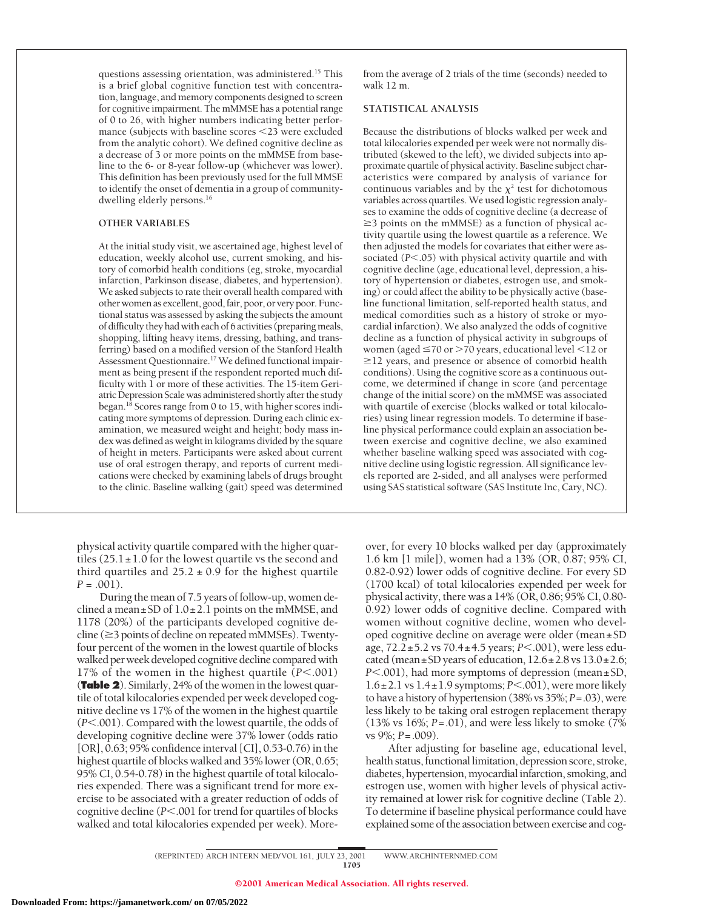questions assessing orientation, was administered.[15] This is a brief global cognitive function test with concentration, language, and memory components designed to screen for cognitive impairment. The mMMSE has a potential range of 0 to 26, with higher numbers indicating better performance (subjects with baseline scores <23 were excluded from the analytic cohort). We defined cognitive decline as a decrease of 3 or more points on the mMMSE from baseline to the 6- or 8-year follow-up (whichever was lower). This definition has been previously used for the full MMSE to identify the onset of dementia in a group of community-dwelling elderly persons.[16]

### OTHER VARIABLES

At the initial study visit, we ascertained age, highest level of education, weekly alcohol use, current smoking, and history of comorbid health conditions (eg, stroke, myocardial infarction, Parkinson disease, diabetes, and hypertension). We asked subjects to rate their overall health compared with other women as excellent, good, fair, poor, or very poor. Functional status was assessed by asking the subjects the amount of difficulty they had with each of 6 activities (preparing meals, shopping, lifting heavy items, dressing, bathing, and transferring) based on a modified version of the Stanford Health Assessment Questionnaire.[17] We defined functional impairment as being present if the respondent reported much difficulty with 1 or more of these activities. The 15-item Geriatric Depression Scale was administered shortly after the study began.[18] Scores range from 0 to 15, with higher scores indicating more symptoms of depression. During each clinic examination, we measured weight and height; body mass index was defined as weight in kilograms divided by the square of height in meters. Participants were asked about current use of oral estrogen therapy, and reports of current medications were checked by examining labels of drugs brought to the clinic. Baseline walking (gait) speed was determined from the average of 2 trials of the time (seconds) needed to walk 12 m.

### STATISTICAL ANALYSIS

Because the distributions of blocks walked per week and total kilocalories expended per week were not normally distributed (skewed to the left), we divided subjects into approximate quartile of physical activity. Baseline subject characteristics were compared by analysis of variance for continuous variables and by the $\chi^2$ test for dichotomous variables across quartiles. We used logistic regression analyses to examine the odds of cognitive decline (a decrease of ≥3 points on the mMMSE) as a function of physical activity quartile using the lowest quartile as a reference. We then adjusted the models for covariates that either were associated ($P<.05$) with physical activity quartile and with cognitive decline (age, educational level, depression, a history of hypertension or diabetes, estrogen use, and smoking) or could affect the ability to be physically active (baseline functional limitation, self-reported health status, and medical comordities such as a history of stroke or myocardial infarction). We also analyzed the odds of cognitive decline as a function of physical activity in subgroups of women (aged ≤70 or >70 years, educational level <12 or ≥12 years, and presence or absence of comorbid health conditions). Using the cognitive score as a continuous outcome, we determined if change in score (and percentage change of the initial score) on the mMMSE was associated with quartile of exercise (blocks walked or total kilocalories) using linear regression models. To determine if baseline physical performance could explain an association between exercise and cognitive decline, we also examined whether baseline walking speed was associated with cognitive decline using logistic regression. All significance levels reported are 2-sided, and all analyses were performed using SAS statistical software (SAS Institute Inc, Cary, NC).

physical activity quartile compared with the higher quartiles (25.1 ± 1.0 for the lowest quartile vs the second and third quartiles and 25.2 ± 0.9 for the highest quartile $P = .001$).

During the mean of 7.5 years of follow-up, women declined a mean ± SD of 1.0 ± 2.1 points on the mMMSE, and 1178 (20%) of the participants developed cognitive decline (≥3 points of decline on repeated mMMSEs). Twenty-four percent of the women in the lowest quartile of blocks walked per week developed cognitive decline compared with 17% of the women in the highest quartile ($P<.001$) (**Table 2**). Similarly, 24% of the women in the lowest quartile of total kilocalories expended per week developed cognitive decline vs 17% of the women in the highest quartile ($P<.001$). Compared with the lowest quartile, the odds of developing cognitive decline were 37% lower (odds ratio [OR], 0.63; 95% confidence interval [CI], 0.53-0.76) in the highest quartile of blocks walked and 35% lower (OR, 0.65; 95% CI, 0.54-0.78) in the highest quartile of total kilocalories expended. There was a significant trend for more exercise to be associated with a greater reduction of odds of cognitive decline ($P<.001$ for trend for quartiles of blocks walked and total kilocalories expended per week). Moreover, for every 10 blocks walked per day (approximately 1.6 km [1 mile]), women had a 13% (OR, 0.87; 95% CI, 0.82-0.92) lower odds of cognitive decline. For every SD (1700 kcal) of total kilocalories expended per week for physical activity, there was a 14% (OR, 0.86; 95% CI, 0.80-0.92) lower odds of cognitive decline. Compared with women without cognitive decline, women who developed cognitive decline on average were older (mean ± SD age, 72.2 ± 5.2 vs 70.4 ± 4.5 years; $P<.001$), were less educated (mean ± SD years of education, 12.6 ± 2.8 vs 13.0 ± 2.6; $P<.001$), had more symptoms of depression (mean ± SD, 1.6 ± 2.1 vs 1.4 ± 1.9 symptoms; $P<.001$), were more likely to have a history of hypertension (38% vs 35%; $P = .03$), were less likely to be taking oral estrogen replacement therapy (13% vs 16%; $P = .01$), and were less likely to smoke (7% vs 9%; $P = .009$).

After adjusting for baseline age, educational level, health status, functional limitation, depression score, stroke, diabetes, hypertension, myocardial infarction, smoking, and estrogen use, women with higher levels of physical activity remained at lower risk for cognitive decline (Table 2). To determine if baseline physical performance could have explained some of the association between exercise and cog-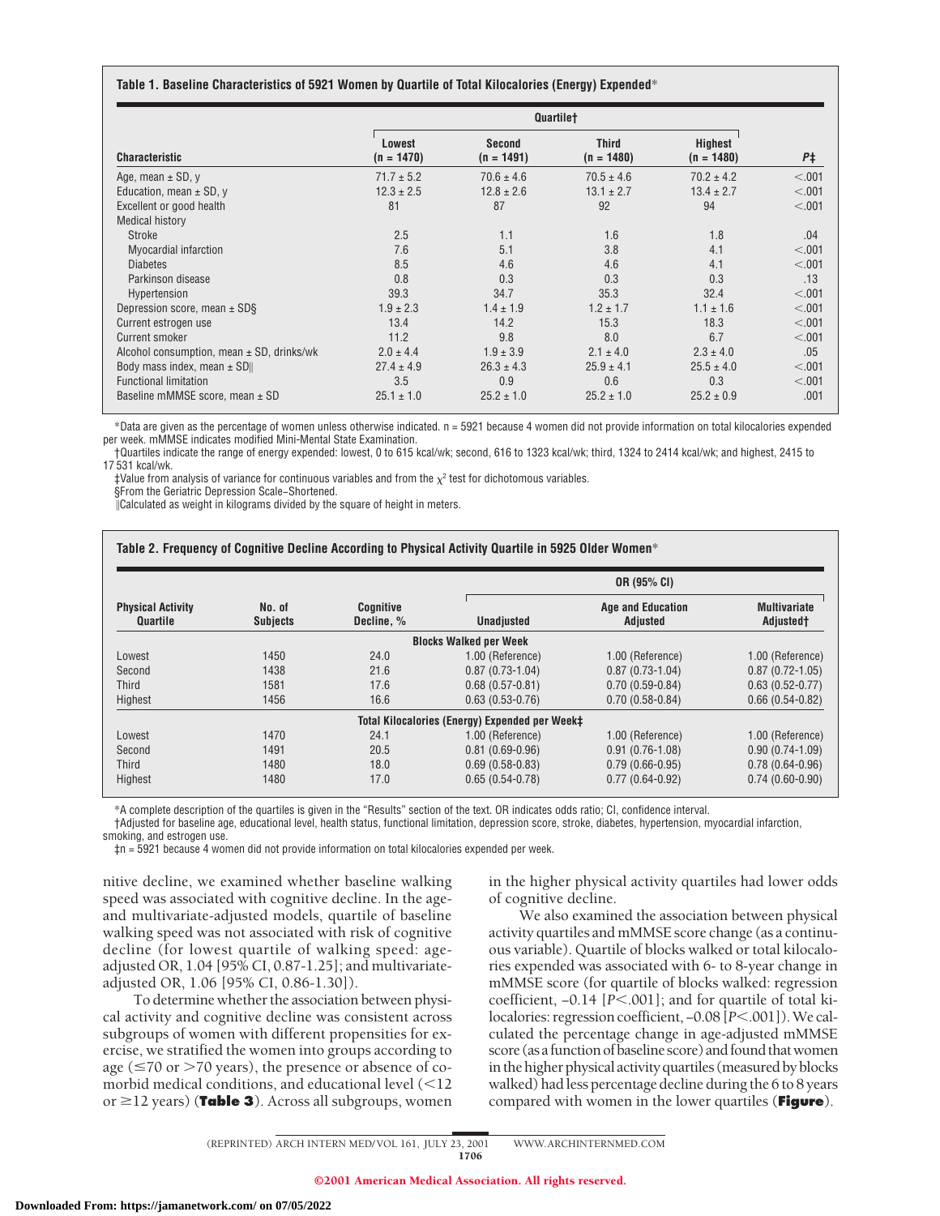**Table 1. Baseline Characteristics of 5921 Women by Quartile of Total Kilocalories (Energy) Expended***

| Characteristic | Quartile† Lowest (n = 1470) | Second (n = 1491) | Third (n = 1480) | Highest (n = 1480) | P‡ |
|---|---|---|---|---|---|
| Age, mean ± SD, y | 71.7 ± 5.2 | 70.6 ± 4.6 | 70.5 ± 4.6 | 70.2 ± 4.2 | <.001 |
| Education, mean ± SD, y | 12.3 ± 2.5 | 12.8 ± 2.6 | 13.1 ± 2.7 | 13.4 ± 2.7 | <.001 |
| Excellent or good health | 81 | 87 | 92 | 94 | <.001 |
| Medical history | | | | | |
| Stroke | 2.5 | 1.1 | 1.6 | 1.8 | .04 |
| Myocardial infarction | 7.6 | 5.1 | 3.8 | 4.1 | <.001 |
| Diabetes | 8.5 | 4.6 | 4.6 | 4.1 | <.001 |
| Parkinson disease | 0.8 | 0.3 | 0.3 | 0.3 | .13 |
| Hypertension | 39.3 | 34.7 | 35.3 | 32.4 | <.001 |
| Depression score, mean ± SD§ | 1.9 ± 2.3 | 1.4 ± 1.9 | 1.2 ± 1.7 | 1.1 ± 1.6 | <.001 |
| Current estrogen use | 13.4 | 14.2 | 15.3 | 18.3 | <.001 |
| Current smoker | 11.2 | 9.8 | 8.0 | 6.7 | <.001 |
| Alcohol consumption, mean ± SD, drinks/wk | 2.0 ± 4.4 | 1.9 ± 3.9 | 2.1 ± 4.0 | 2.3 ± 4.0 | .05 |
| Body mass index, mean ± SD‖ | 27.4 ± 4.9 | 26.3 ± 4.3 | 25.9 ± 4.1 | 25.5 ± 4.0 | <.001 |
| Functional limitation | 3.5 | 0.9 | 0.6 | 0.3 | <.001 |
| Baseline mMMSE score, mean ± SD | 25.1 ± 1.0 | 25.2 ± 1.0 | 25.2 ± 1.0 | 25.2 ± 0.9 | .001 |

*Data are given as the percentage of women unless otherwise indicated. n = 5921 because 4 women did not provide information on total kilocalories expended per week. mMMSE indicates modified Mini-Mental State Examination.

†Quartiles indicate the range of energy expended: lowest, 0 to 615 kcal/wk; second, 616 to 1323 kcal/wk; third, 1324 to 2414 kcal/wk; and highest, 2415 to 17 531 kcal/wk.

‡Value from analysis of variance for continuous variables and from the $\chi^2$ test for dichotomous variables.

§From the Geriatric Depression Scale–Shortened.

‖Calculated as weight in kilograms divided by the square of height in meters.

**Table 2. Frequency of Cognitive Decline According to Physical Activity Quartile in 5925 Older Women***

| Physical Activity Quartile | No. of Subjects | Cognitive Decline, % | OR (95% CI) Unadjusted | Age and Education Adjusted | Multivariate Adjusted† |
|---|---|---|---|---|---|
| **Blocks Walked per Week** | | | | | |
| Lowest | 1450 | 24.0 | 1.00 (Reference) | 1.00 (Reference) | 1.00 (Reference) |
| Second | 1438 | 21.6 | 0.87 (0.73-1.04) | 0.87 (0.73-1.04) | 0.87 (0.72-1.05) |
| Third | 1581 | 17.6 | 0.68 (0.57-0.81) | 0.70 (0.59-0.84) | 0.63 (0.52-0.77) |
| Highest | 1456 | 16.6 | 0.63 (0.53-0.76) | 0.70 (0.58-0.84) | 0.66 (0.54-0.82) |
| **Total Kilocalories (Energy) Expended per Week‡** | | | | | |
| Lowest | 1470 | 24.1 | 1.00 (Reference) | 1.00 (Reference) | 1.00 (Reference) |
| Second | 1491 | 20.5 | 0.81 (0.69-0.96) | 0.91 (0.76-1.08) | 0.90 (0.74-1.09) |
| Third | 1480 | 18.0 | 0.69 (0.58-0.83) | 0.79 (0.66-0.95) | 0.78 (0.64-0.96) |
| Highest | 1480 | 17.0 | 0.65 (0.54-0.78) | 0.77 (0.64-0.92) | 0.74 (0.60-0.90) |

*A complete description of the quartiles is given in the "Results" section of the text. OR indicates odds ratio; CI, confidence interval.

†Adjusted for baseline age, educational level, health status, functional limitation, depression score, stroke, diabetes, hypertension, myocardial infarction, smoking, and estrogen use.

‡n = 5921 because 4 women did not provide information on total kilocalories expended per week.

nitive decline, we examined whether baseline walking speed was associated with cognitive decline. In the age- and multivariate-adjusted models, quartile of baseline walking speed was not associated with risk of cognitive decline (for lowest quartile of walking speed: age-adjusted OR, 1.04 [95% CI, 0.87-1.25]; and multivariate-adjusted OR, 1.06 [95% CI, 0.86-1.30]).

To determine whether the association between physical activity and cognitive decline was consistent across subgroups of women with different propensities for exercise, we stratified the women into groups according to age (≤70 or >70 years), the presence or absence of comorbid medical conditions, and educational level (<12 or ≥12 years) (**Table 3**). Across all subgroups, women in the higher physical activity quartiles had lower odds of cognitive decline.

We also examined the association between physical activity quartiles and mMMSE score change (as a continuous variable). Quartile of blocks walked or total kilocalories expended was associated with 6- to 8-year change in mMMSE score (for quartile of blocks walked: regression coefficient, −0.14 [$P<.001$]; and for quartile of total kilocalories: regression coefficient, −0.08 [$P<.001$]). We calculated the percentage change in age-adjusted mMMSE score (as a function of baseline score) and found that women in the higher physical activity quartiles (measured by blocks walked) had less percentage decline during the 6 to 8 years compared with women in the lower quartiles (**Figure**).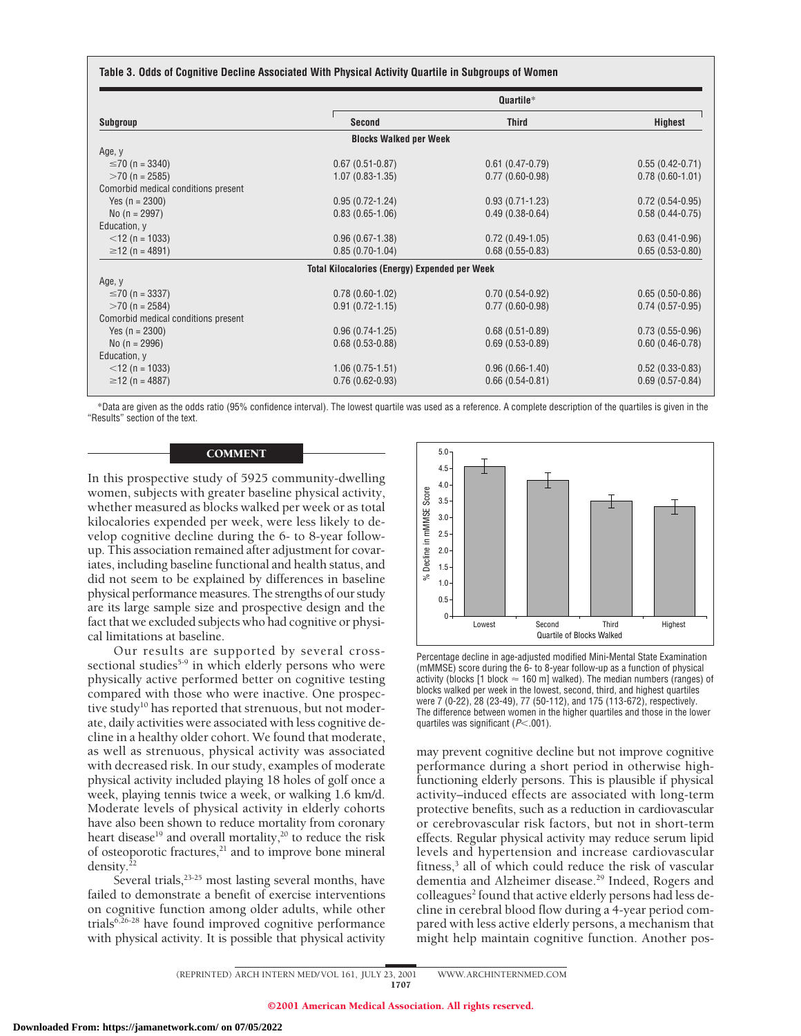**Table 3. Odds of Cognitive Decline Associated With Physical Activity Quartile in Subgroups of Women**

| Subgroup | Quartile* | | |
|---|---|---|---|
| | Second | Third | Highest |
| **Blocks Walked per Week** | | | |
| Age, y | | | |
| ≤70 (n = 3340) | 0.67 (0.51-0.87) | 0.61 (0.47-0.79) | 0.55 (0.42-0.71) |
| >70 (n = 2585) | 1.07 (0.83-1.35) | 0.77 (0.60-0.98) | 0.78 (0.60-1.01) |
| Comorbid medical conditions present | | | |
| Yes (n = 2300) | 0.95 (0.72-1.24) | 0.93 (0.71-1.23) | 0.72 (0.54-0.95) |
| No (n = 2997) | 0.83 (0.65-1.06) | 0.49 (0.38-0.64) | 0.58 (0.44-0.75) |
| Education, y | | | |
| <12 (n = 1033) | 0.96 (0.67-1.38) | 0.72 (0.49-1.05) | 0.63 (0.41-0.96) |
| ≥12 (n = 4891) | 0.85 (0.70-1.04) | 0.68 (0.55-0.83) | 0.65 (0.53-0.80) |
| **Total Kilocalories (Energy) Expended per Week** | | | |
| Age, y | | | |
| ≤70 (n = 3337) | 0.78 (0.60-1.02) | 0.70 (0.54-0.92) | 0.65 (0.50-0.86) |
| >70 (n = 2584) | 0.91 (0.72-1.15) | 0.77 (0.60-0.98) | 0.74 (0.57-0.95) |
| Comorbid medical conditions present | | | |
| Yes (n = 2300) | 0.96 (0.74-1.25) | 0.68 (0.51-0.89) | 0.73 (0.55-0.96) |
| No (n = 2996) | 0.68 (0.53-0.88) | 0.69 (0.53-0.89) | 0.60 (0.46-0.78) |
| Education, y | | | |
| <12 (n = 1033) | 1.06 (0.75-1.51) | 0.96 (0.66-1.40) | 0.52 (0.33-0.83) |
| ≥12 (n = 4887) | 0.76 (0.62-0.93) | 0.66 (0.54-0.81) | 0.69 (0.57-0.84) |

*Data are given as the odds ratio (95% confidence interval). The lowest quartile was used as a reference. A complete description of the quartiles is given in the "Results" section of the text.

## COMMENT

In this prospective study of 5925 community-dwelling women, subjects with greater baseline physical activity, whether measured as blocks walked per week or as total kilocalories expended per week, were less likely to develop cognitive decline during the 6- to 8-year follow-up. This association remained after adjustment for covariates, including baseline functional and health status, and did not seem to be explained by differences in baseline physical performance measures. The strengths of our study are its large sample size and prospective design and the fact that we excluded subjects who had cognitive or physical limitations at baseline.

Our results are supported by several cross-sectional studies[5-9] in which elderly persons who were physically active performed better on cognitive testing compared with those who were inactive. One prospective study[10] has reported that strenuous, but not moderate, daily activities were associated with less cognitive decline in a healthy older cohort. We found that moderate, as well as strenuous, physical activity was associated with decreased risk. In our study, examples of moderate physical activity included playing 18 holes of golf once a week, playing tennis twice a week, or walking 1.6 km/d. Moderate levels of physical activity in elderly cohorts have also been shown to reduce mortality from coronary heart disease[19] and overall mortality,[20] to reduce the risk of osteoporotic fractures,[21] and to improve bone mineral density.[22]

Several trials,[23-25] most lasting several months, have failed to demonstrate a benefit of exercise interventions on cognitive function among older adults, while other trials[6,26-28] have found improved cognitive performance with physical activity. It is possible that physical activity may prevent cognitive decline but not improve cognitive performance during a short period in otherwise high-functioning elderly persons. This is plausible if physical activity–induced effects are associated with long-term protective benefits, such as a reduction in cardiovascular or cerebrovascular risk factors, but not in short-term effects. Regular physical activity may reduce serum lipid levels and hypertension and increase cardiovascular fitness,[3] all of which could reduce the risk of vascular dementia and Alzheimer disease.[29] Indeed, Rogers and colleagues[2] found that active elderly persons had less decline in cerebral blood flow during a 4-year period compared with less active elderly persons, a mechanism that might help maintain cognitive function. Another pos-

Percentage decline in age-adjusted modified Mini-Mental State Examination (mMMSE) score during the 6- to 8-year follow-up as a function of physical activity (blocks [1 block ≈ 160 m] walked). The median numbers (ranges) of blocks walked per week in the lowest, second, third, and highest quartiles were 7 (0-22), 28 (23-49), 77 (50-112), and 175 (113-672), respectively. The difference between women in the higher quartiles and those in the lower quartiles was significant ($P<.001$).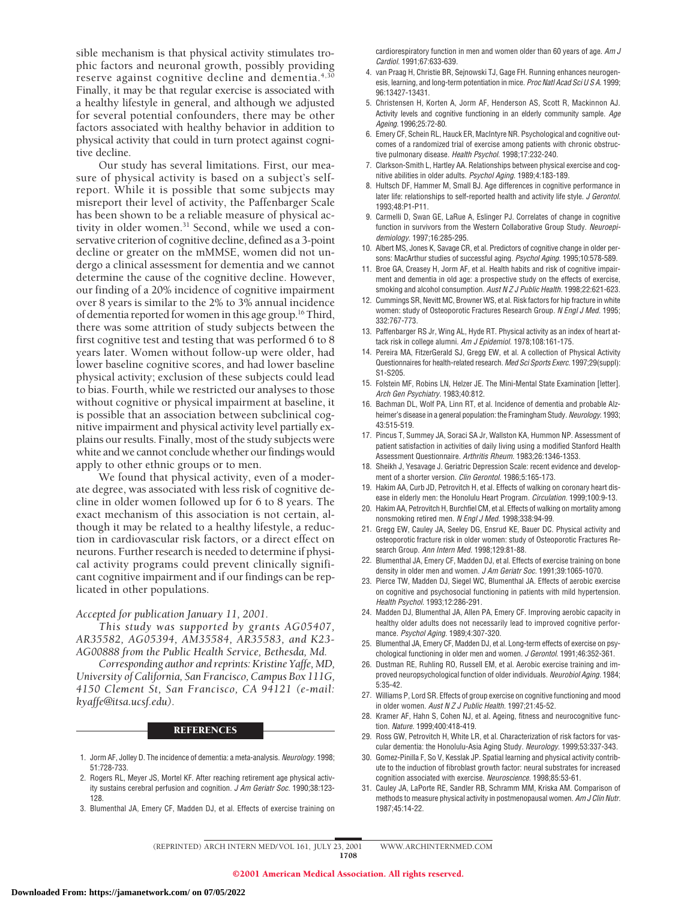sible mechanism is that physical activity stimulates trophic factors and neuronal growth, possibly providing reserve against cognitive decline and dementia.[4,30] Finally, it may be that regular exercise is associated with a healthy lifestyle in general, and although we adjusted for several potential confounders, there may be other factors associated with healthy behavior in addition to physical activity that could in turn protect against cognitive decline.

Our study has several limitations. First, our measure of physical activity is based on a subject's self-report. While it is possible that some subjects may misreport their level of activity, the Paffenbarger Scale has been shown to be a reliable measure of physical activity in older women.[31] Second, while we used a conservative criterion of cognitive decline, defined as a 3-point decline or greater on the mMMSE, women did not undergo a clinical assessment for dementia and we cannot determine the cause of the cognitive decline. However, our finding of a 20% incidence of cognitive impairment over 8 years is similar to the 2% to 3% annual incidence of dementia reported for women in this age group.[16] Third, there was some attrition of study subjects between the first cognitive test and testing that was performed 6 to 8 years later. Women without follow-up were older, had lower baseline cognitive scores, and had lower baseline physical activity; exclusion of these subjects could lead to bias. Fourth, while we restricted our analyses to those without cognitive or physical impairment at baseline, it is possible that an association between subclinical cognitive impairment and physical activity level partially explains our results. Finally, most of the study subjects were white and we cannot conclude whether our findings would apply to other ethnic groups or to men.

We found that physical activity, even of a moderate degree, was associated with less risk of cognitive decline in older women followed up for 6 to 8 years. The exact mechanism of this association is not certain, although it may be related to a healthy lifestyle, a reduction in cardiovascular risk factors, or a direct effect on neurons. Further research is needed to determine if physical activity programs could prevent clinically significant cognitive impairment and if our findings can be replicated in other populations.

*Accepted for publication January 11, 2001.*

*This study was supported by grants AG05407, AR35582, AG05394, AM35584, AR35583, and K23-AG00888 from the Public Health Service, Bethesda, Md.*

*Corresponding author and reprints: Kristine Yaffe, MD, University of California, San Francisco, Campus Box 111G, 4150 Clement St, San Francisco, CA 94121 (e-mail: kyaffe@itsa.ucsf.edu).*

## REFERENCES

1. Jorm AF, Jolley D. The incidence of dementia: a meta-analysis. *Neurology.* 1998; 51:728-733.
2. Rogers RL, Meyer JS, Mortel KF. After reaching retirement age physical activity sustains cerebral perfusion and cognition. *J Am Geriatr Soc.* 1990;38:123-128.
3. Blumenthal JA, Emery CF, Madden DJ, et al. Effects of exercise training on cardiorespiratory function in men and women older than 60 years of age. *Am J Cardiol.* 1991;67:633-639.
4. van Praag H, Christie BR, Sejnowski TJ, Gage FH. Running enhances neurogenesis, learning, and long-term potentiation in mice. *Proc Natl Acad Sci U S A.* 1999; 96:13427-13431.
5. Christensen H, Korten A, Jorm AF, Henderson AS, Scott R, Mackinnon AJ. Activity levels and cognitive functioning in an elderly community sample. *Age Ageing.* 1996;25:72-80.
6. Emery CF, Schein RL, Hauck ER, MacIntyre NR. Psychological and cognitive outcomes of a randomized trial of exercise among patients with chronic obstructive pulmonary disease. *Health Psychol.* 1998;17:232-240.
7. Clarkson-Smith L, Hartley AA. Relationships between physical exercise and cognitive abilities in older adults. *Psychol Aging.* 1989;4:183-189.
8. Hultsch DF, Hammer M, Small BJ. Age differences in cognitive performance in later life: relationships to self-reported health and activity life style. *J Gerontol.* 1993;48:P1-P11.
9. Carmelli D, Swan GE, LaRue A, Eslinger PJ. Correlates of change in cognitive function in survivors from the Western Collaborative Group Study. *Neuroepidemiology.* 1997;16:285-295.
10. Albert MS, Jones K, Savage CR, et al. Predictors of cognitive change in older persons: MacArthur studies of successful aging. *Psychol Aging.* 1995;10:578-589.
11. Broe GA, Creasey H, Jorm AF, et al. Health habits and risk of cognitive impairment and dementia in old age: a prospective study on the effects of exercise, smoking and alcohol consumption. *Aust N Z J Public Health.* 1998;22:621-623.
12. Cummings SR, Nevitt MC, Browner WS, et al. Risk factors for hip fracture in white women: study of Osteoporotic Fractures Research Group. *N Engl J Med.* 1995; 332:767-773.
13. Paffenbarger RS Jr, Wing AL, Hyde RT. Physical activity as an index of heart attack risk in college alumni. *Am J Epidemiol.* 1978;108:161-175.
14. Pereira MA, FitzerGerald SJ, Gregg EW, et al. A collection of Physical Activity Questionnaires for health-related research. *Med Sci Sports Exerc.* 1997;29(suppl): S1-S205.
15. Folstein MF, Robins LN, Helzer JE. The Mini-Mental State Examination [letter]. *Arch Gen Psychiatry.* 1983;40:812.
16. Bachman DL, Wolf PA, Linn RT, et al. Incidence of dementia and probable Alzheimer's disease in a general population: the Framingham Study. *Neurology.* 1993; 43:515-519.
17. Pincus T, Summey JA, Soraci SA Jr, Wallston KA, Hummon NP. Assessment of patient satisfaction in activities of daily living using a modified Stanford Health Assessment Questionnaire. *Arthritis Rheum.* 1983;26:1346-1353.
18. Sheikh J, Yesavage J. Geriatric Depression Scale: recent evidence and development of a shorter version. *Clin Gerontol.* 1986;5:165-173.
19. Hakim AA, Curb JD, Petrovitch H, et al. Effects of walking on coronary heart disease in elderly men: the Honolulu Heart Program. *Circulation.* 1999;100:9-13.
20. Hakim AA, Petrovitch H, Burchfiel CM, et al. Effects of walking on mortality among nonsmoking retired men. *N Engl J Med.* 1998;338:94-99.
21. Gregg EW, Cauley JA, Seeley DG, Ensrud KE, Bauer DC. Physical activity and osteoporotic fracture risk in older women: study of Osteoporotic Fractures Research Group. *Ann Intern Med.* 1998;129:81-88.
22. Blumenthal JA, Emery CF, Madden DJ, et al. Effects of exercise training on bone density in older men and women. *J Am Geriatr Soc.* 1991;39:1065-1070.
23. Pierce TW, Madden DJ, Siegel WC, Blumenthal JA. Effects of aerobic exercise on cognitive and psychosocial functioning in patients with mild hypertension. *Health Psychol.* 1993;12:286-291.
24. Madden DJ, Blumenthal JA, Allen PA, Emery CF. Improving aerobic capacity in healthy older adults does not necessarily lead to improved cognitive performance. *Psychol Aging.* 1989;4:307-320.
25. Blumenthal JA, Emery CF, Madden DJ, et al. Long-term effects of exercise on psychological functioning in older men and women. *J Gerontol.* 1991;46:352-361.
26. Dustman RE, Ruhling RO, Russell EM, et al. Aerobic exercise training and improved neuropsychological function of older individuals. *Neurobiol Aging.* 1984; 5:35-42.
27. Williams P, Lord SR. Effects of group exercise on cognitive functioning and mood in older women. *Aust N Z J Public Health.* 1997;21:45-52.
28. Kramer AF, Hahn S, Cohen NJ, et al. Ageing, fitness and neurocognitive function. *Nature.* 1999;400:418-419.
29. Ross GW, Petrovitch H, White LR, et al. Characterization of risk factors for vascular dementia: the Honolulu-Asia Aging Study. *Neurology.* 1999;53:337-343.
30. Gomez-Pinilla F, So V, Kesslak JP. Spatial learning and physical activity contribute to the induction of fibroblast growth factor: neural substrates for increased cognition associated with exercise. *Neuroscience.* 1998;85:53-61.
31. Cauley JA, LaPorte RE, Sandler RB, Schramm MM, Kriska AM. Comparison of methods to measure physical activity in postmenopausal women. *Am J Clin Nutr.* 1987;45:14-22.